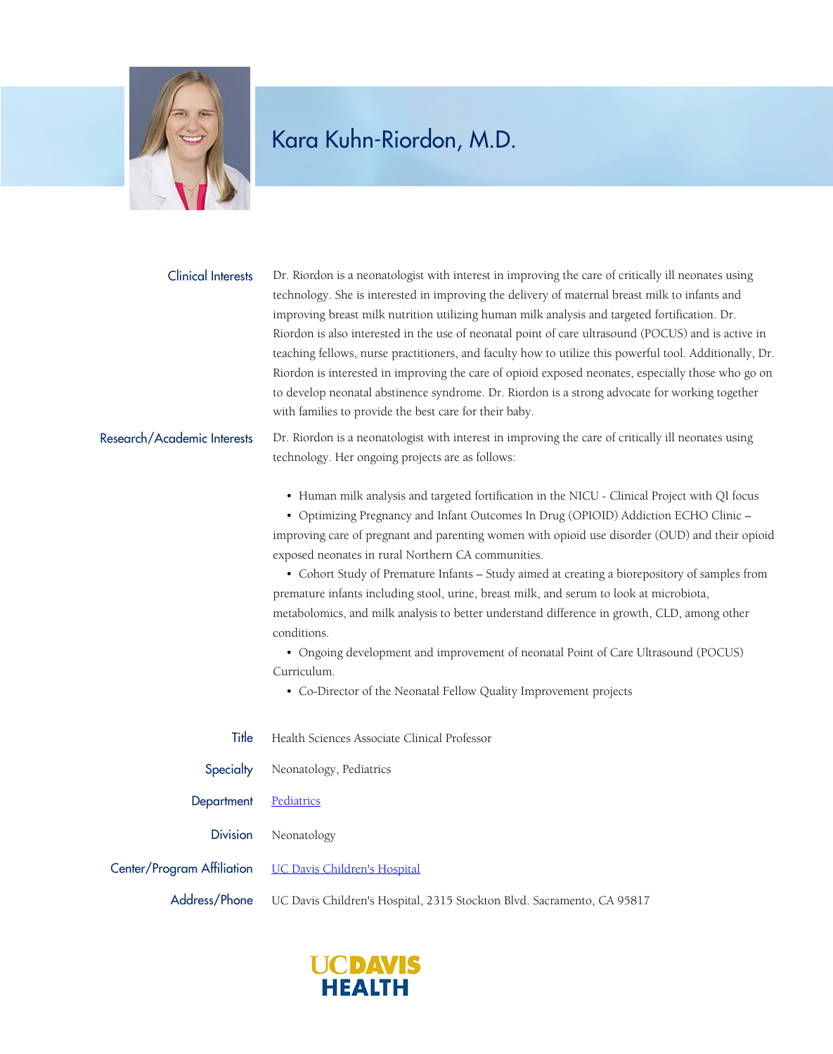# Kara Kuhn-Riordon, M.D.

**Clinical Interests**

Dr. Riordon is a neonatologist with interest in improving the care of critically ill neonates using technology. She is interested in improving the delivery of maternal breast milk to infants and improving breast milk nutrition utilizing human milk analysis and targeted fortification. Dr. Riordon is also interested in the use of neonatal point of care ultrasound (POCUS) and is active in teaching fellows, nurse practitioners, and faculty how to utilize this powerful tool. Additionally, Dr. Riordon is interested in improving the care of opioid exposed neonates, especially those who go on to develop neonatal abstinence syndrome. Dr. Riordon is a strong advocate for working together with families to provide the best care for their baby.

**Research/Academic Interests**

Dr. Riordon is a neonatologist with interest in improving the care of critically ill neonates using technology. Her ongoing projects are as follows:

- Human milk analysis and targeted fortification in the NICU - Clinical Project with QI focus
- Optimizing Pregnancy and Infant Outcomes In Drug (OPIOID) Addiction ECHO Clinic – improving care of pregnant and parenting women with opioid use disorder (OUD) and their opioid exposed neonates in rural Northern CA communities.
- Cohort Study of Premature Infants – Study aimed at creating a biorepository of samples from premature infants including stool, urine, breast milk, and serum to look at microbiota, metabolomics, and milk analysis to better understand difference in growth, CLD, among other conditions.
- Ongoing development and improvement of neonatal Point of Care Ultrasound (POCUS) Curriculum.
- Co-Director of the Neonatal Fellow Quality Improvement projects

**Title**
Health Sciences Associate Clinical Professor

**Specialty**
Neonatology, Pediatrics

**Department**
Pediatrics

**Division**
Neonatology

**Center/Program Affiliation**
UC Davis Children's Hospital

**Address/Phone**
UC Davis Children's Hospital, 2315 Stockton Blvd. Sacramento, CA 95817

UC DAVIS HEALTH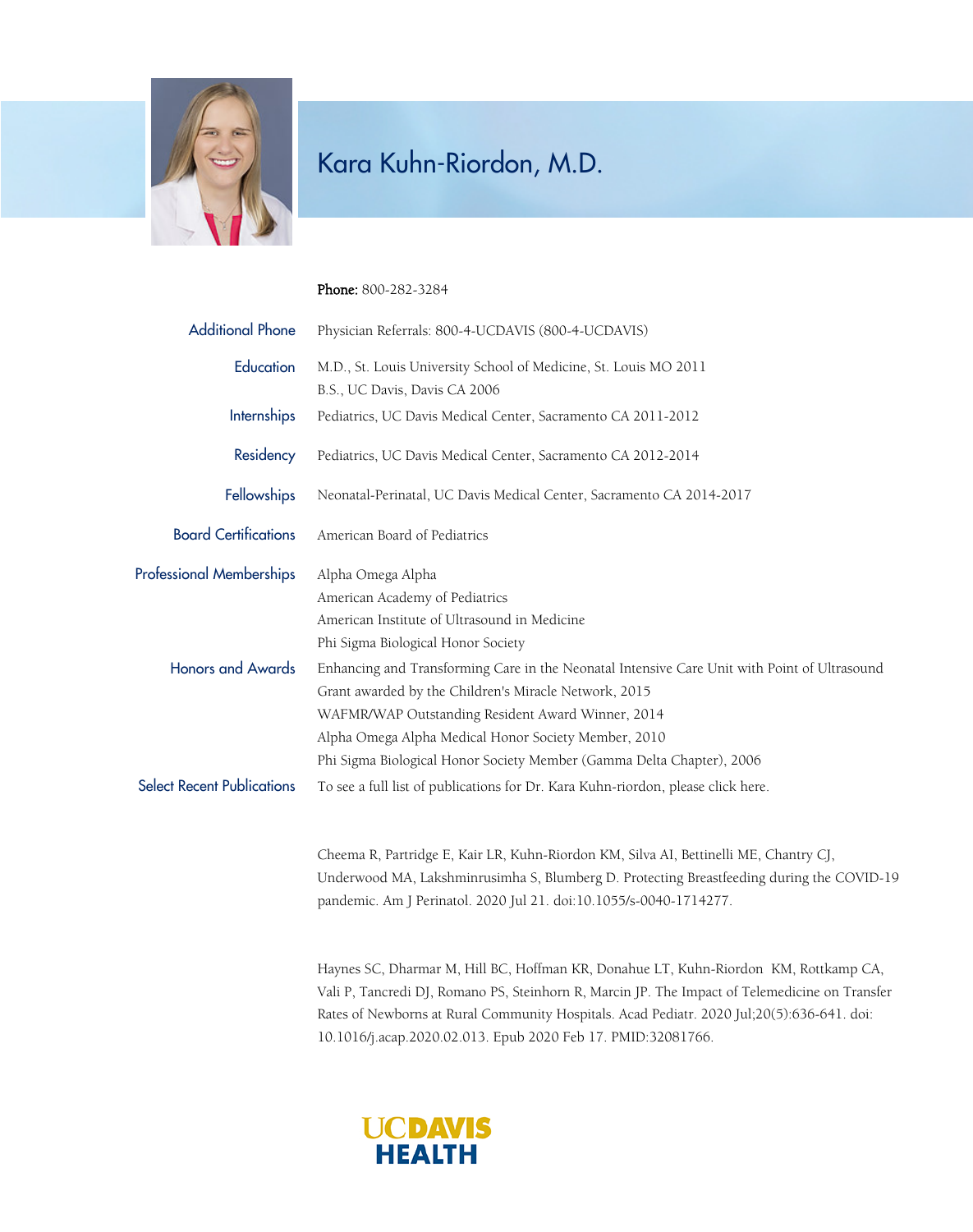# Kara Kuhn-Riordon, M.D.

**Phone:** 800-282-3284

**Additional Phone**
Physician Referrals: 800-4-UCDAVIS (800-4-UCDAVIS)

**Education**
M.D., St. Louis University School of Medicine, St. Louis MO 2011
B.S., UC Davis, Davis CA 2006

**Internships**
Pediatrics, UC Davis Medical Center, Sacramento CA 2011-2012

**Residency**
Pediatrics, UC Davis Medical Center, Sacramento CA 2012-2014

**Fellowships**
Neonatal-Perinatal, UC Davis Medical Center, Sacramento CA 2014-2017

**Board Certifications**
American Board of Pediatrics

**Professional Memberships**
Alpha Omega Alpha
American Academy of Pediatrics
American Institute of Ultrasound in Medicine
Phi Sigma Biological Honor Society

**Honors and Awards**
Enhancing and Transforming Care in the Neonatal Intensive Care Unit with Point of Ultrasound Grant awarded by the Children's Miracle Network, 2015
WAFMR/WAP Outstanding Resident Award Winner, 2014
Alpha Omega Alpha Medical Honor Society Member, 2010
Phi Sigma Biological Honor Society Member (Gamma Delta Chapter), 2006

**Select Recent Publications**
To see a full list of publications for Dr. Kara Kuhn-riordon, please click here.

Cheema R, Partridge E, Kair LR, Kuhn-Riordon KM, Silva AI, Bettinelli ME, Chantry CJ, Underwood MA, Lakshminrusimha S, Blumberg D. Protecting Breastfeeding during the COVID-19 pandemic. Am J Perinatol. 2020 Jul 21. doi:10.1055/s-0040-1714277.

Haynes SC, Dharmar M, Hill BC, Hoffman KR, Donahue LT, Kuhn-Riordon KM, Rottkamp CA, Vali P, Tancredi DJ, Romano PS, Steinhorn R, Marcin JP. The Impact of Telemedicine on Transfer Rates of Newborns at Rural Community Hospitals. Acad Pediatr. 2020 Jul;20(5):636-641. doi: 10.1016/j.acap.2020.02.013. Epub 2020 Feb 17. PMID:32081766.

UCDAVIS HEALTH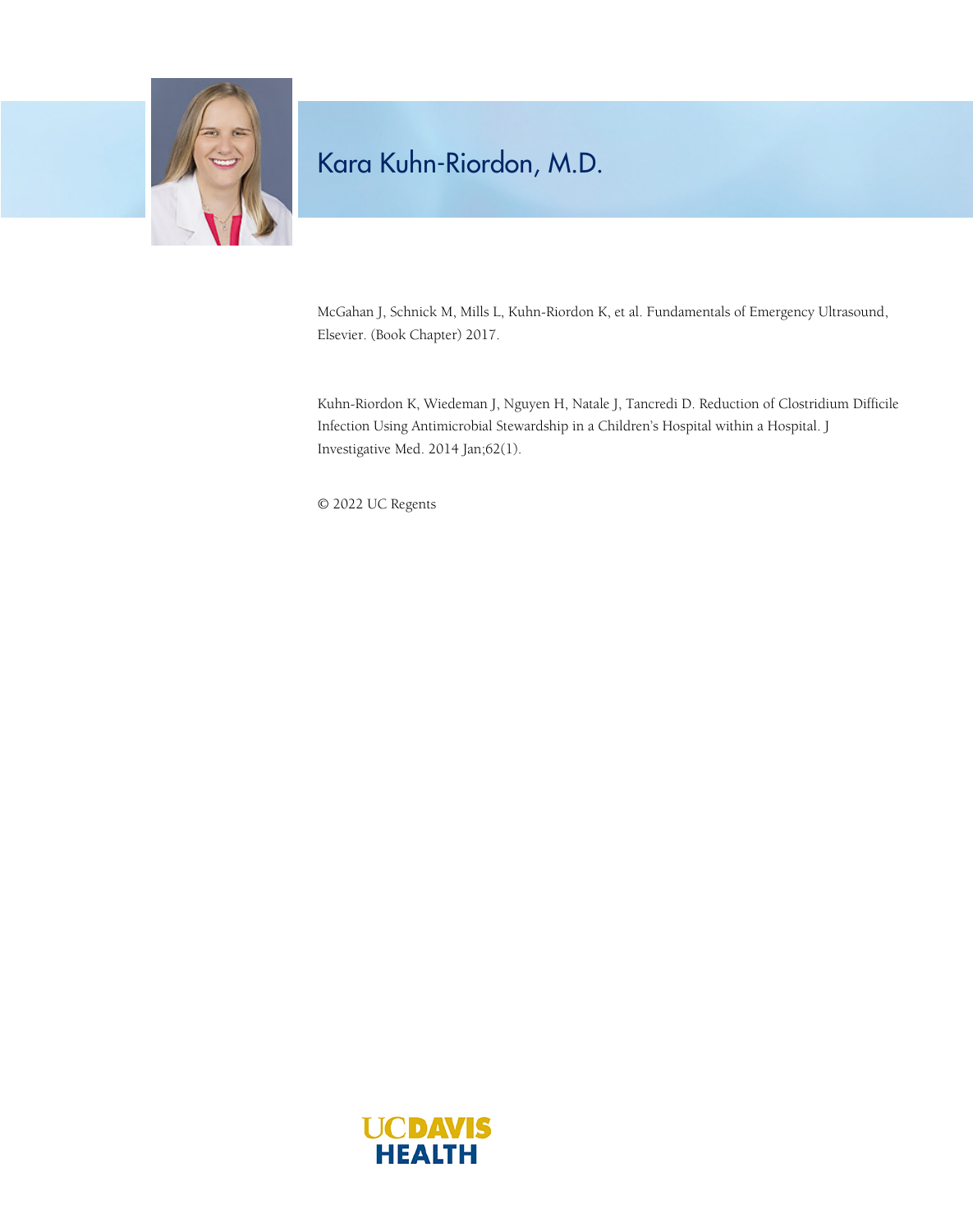# Kara Kuhn-Riordon, M.D.

McGahan J, Schnick M, Mills L, Kuhn-Riordon K, et al. Fundamentals of Emergency Ultrasound, Elsevier. (Book Chapter) 2017.

Kuhn-Riordon K, Wiedeman J, Nguyen H, Natale J, Tancredi D. Reduction of Clostridium Difficile Infection Using Antimicrobial Stewardship in a Children's Hospital within a Hospital. J Investigative Med. 2014 Jan;62(1).

© 2022 UC Regents

UCDAVIS HEALTH